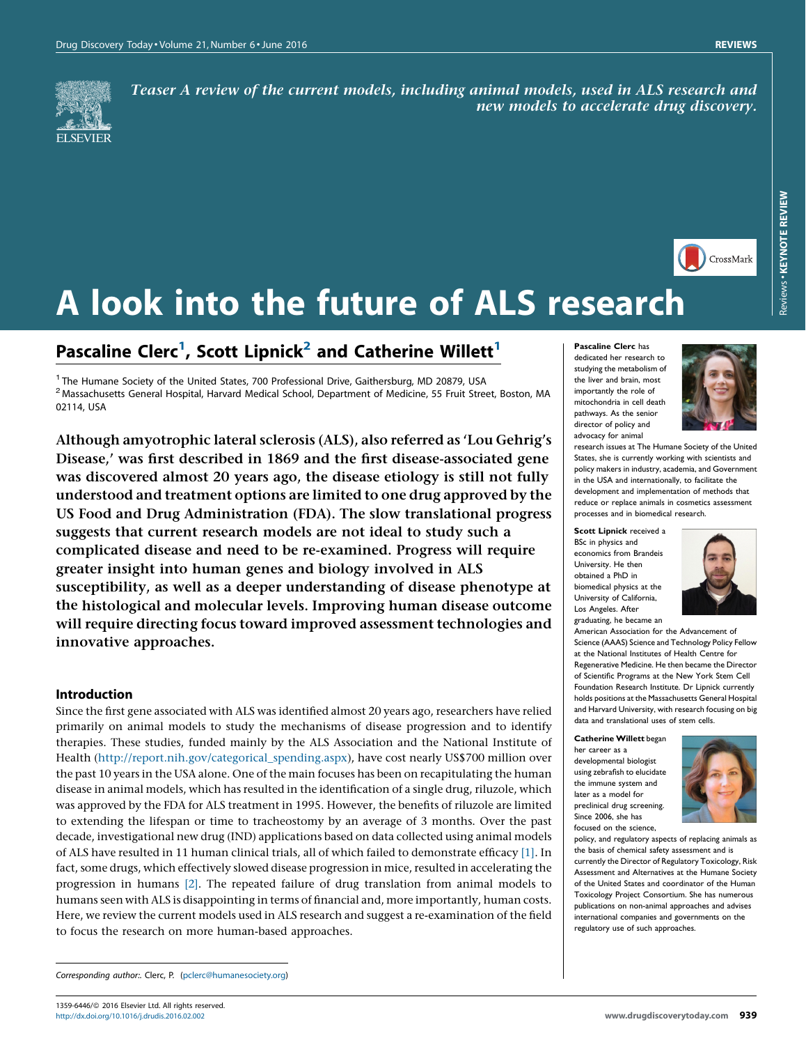*Teaser A review of the current models, including animal models, used in ALS research and new models to accelerate drug discovery.*

# A look into the future of ALS research

## Pascaline Clerc[1], Scott Lipnick[2] and Catherine Willett[1]

[1] The Humane Society of the United States, 700 Professional Drive, Gaithersburg, MD 20879, USA
[2] Massachusetts General Hospital, Harvard Medical School, Department of Medicine, 55 Fruit Street, Boston, MA 02114, USA

**Although amyotrophic lateral sclerosis (ALS), also referred as 'Lou Gehrig's Disease,' was first described in 1869 and the first disease-associated gene was discovered almost 20 years ago, the disease etiology is still not fully understood and treatment options are limited to one drug approved by the US Food and Drug Administration (FDA). The slow translational progress suggests that current research models are not ideal to study such a complicated disease and need to be re-examined. Progress will require greater insight into human genes and biology involved in ALS susceptibility, as well as a deeper understanding of disease phenotype at the histological and molecular levels. Improving human disease outcome will require directing focus toward improved assessment technologies and innovative approaches.**

### Introduction

Since the first gene associated with ALS was identified almost 20 years ago, researchers have relied primarily on animal models to study the mechanisms of disease progression and to identify therapies. These studies, funded mainly by the ALS Association and the National Institute of Health (http://report.nih.gov/categorical_spending.aspx), have cost nearly US$700 million over the past 10 years in the USA alone. One of the main focuses has been on recapitulating the human disease in animal models, which has resulted in the identification of a single drug, riluzole, which was approved by the FDA for ALS treatment in 1995. However, the benefits of riluzole are limited to extending the lifespan or time to tracheostomy by an average of 3 months. Over the past decade, investigational new drug (IND) applications based on data collected using animal models of ALS have resulted in 11 human clinical trials, all of which failed to demonstrate efficacy [1]. In fact, some drugs, which effectively slowed disease progression in mice, resulted in accelerating the progression in humans [2]. The repeated failure of drug translation from animal models to humans seen with ALS is disappointing in terms of financial and, more importantly, human costs. Here, we review the current models used in ALS research and suggest a re-examination of the field to focus the research on more human-based approaches.

**Pascaline Clerc** has dedicated her research to studying the metabolism of the liver and brain, most importantly the role of mitochondria in cell death pathways. As the senior director of policy and advocacy for animal research issues at The Humane Society of the United States, she is currently working with scientists and policy makers in industry, academia, and Government in the USA and internationally, to facilitate the development and implementation of methods that reduce or replace animals in cosmetics assessment processes and in biomedical research.

**Scott Lipnick** received a BSc in physics and economics from Brandeis University. He then obtained a PhD in biomedical physics at the University of California, Los Angeles. After graduating, he became an American Association for the Advancement of Science (AAAS) Science and Technology Policy Fellow at the National Institutes of Health Centre for Regenerative Medicine. He then became the Director of Scientific Programs at the New York Stem Cell Foundation Research Institute. Dr Lipnick currently holds positions at the Massachusetts General Hospital and Harvard University, with research focusing on big data and translational uses of stem cells.

**Catherine Willett** began her career as a developmental biologist using zebrafish to elucidate the immune system and later as a model for preclinical drug screening. Since 2006, she has focused on the science, policy, and regulatory aspects of replacing animals as the basis of chemical safety assessment and is currently the Director of Regulatory Toxicology, Risk Assessment and Alternatives at the Humane Society of the United States and coordinator of the Human Toxicology Project Consortium. She has numerous publications on non-animal approaches and advises international companies and governments on the regulatory use of such approaches.

*Corresponding author:*. Clerc, P. (pclerc@humanesociety.org)

1359-6446/© 2016 Elsevier Ltd. All rights reserved.
http://dx.doi.org/10.1016/j.drudis.2016.02.002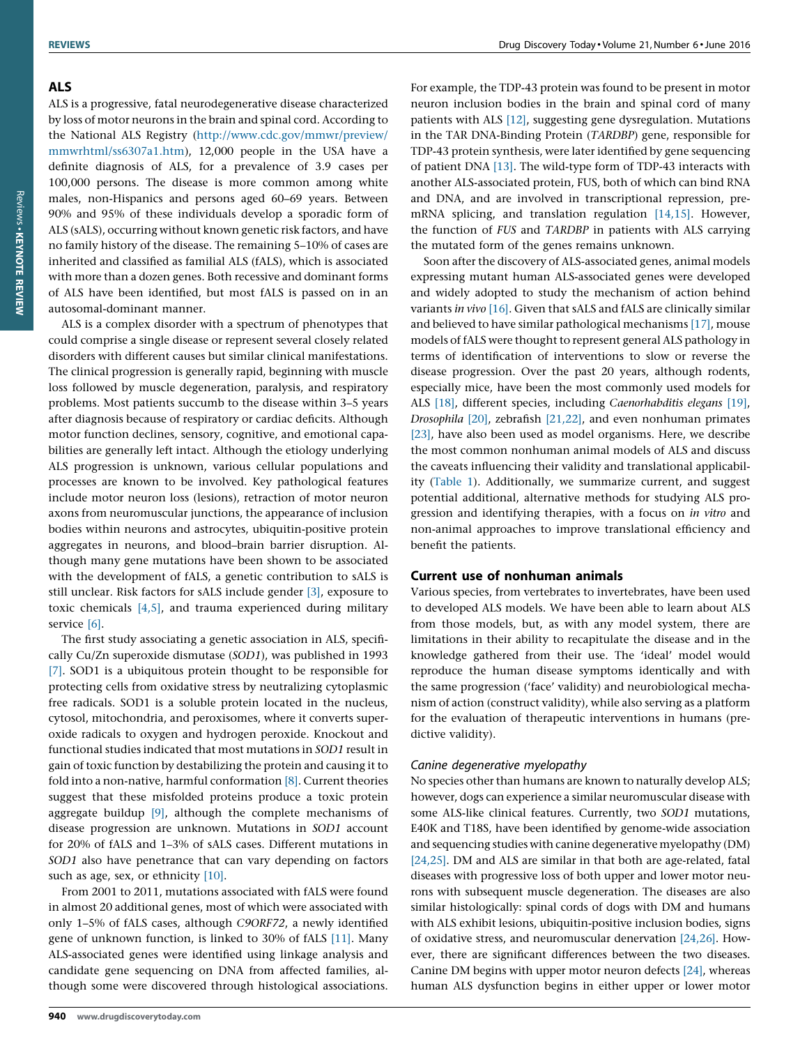## ALS

ALS is a progressive, fatal neurodegenerative disease characterized by loss of motor neurons in the brain and spinal cord. According to the National ALS Registry (http://www.cdc.gov/mmwr/preview/mmwrhtml/ss6307a1.htm), 12,000 people in the USA have a definite diagnosis of ALS, for a prevalence of 3.9 cases per 100,000 persons. The disease is more common among white males, non-Hispanics and persons aged 60–69 years. Between 90% and 95% of these individuals develop a sporadic form of ALS (sALS), occurring without known genetic risk factors, and have no family history of the disease. The remaining 5–10% of cases are inherited and classified as familial ALS (fALS), which is associated with more than a dozen genes. Both recessive and dominant forms of ALS have been identified, but most fALS is passed on in an autosomal-dominant manner.

ALS is a complex disorder with a spectrum of phenotypes that could comprise a single disease or represent several closely related disorders with different causes but similar clinical manifestations. The clinical progression is generally rapid, beginning with muscle loss followed by muscle degeneration, paralysis, and respiratory problems. Most patients succumb to the disease within 3–5 years after diagnosis because of respiratory or cardiac deficits. Although motor function declines, sensory, cognitive, and emotional capabilities are generally left intact. Although the etiology underlying ALS progression is unknown, various cellular populations and processes are known to be involved. Key pathological features include motor neuron loss (lesions), retraction of motor neuron axons from neuromuscular junctions, the appearance of inclusion bodies within neurons and astrocytes, ubiquitin-positive protein aggregates in neurons, and blood–brain barrier disruption. Although many gene mutations have been shown to be associated with the development of fALS, a genetic contribution to sALS is still unclear. Risk factors for sALS include gender [3], exposure to toxic chemicals [4,5], and trauma experienced during military service [6].

The first study associating a genetic association in ALS, specifically Cu/Zn superoxide dismutase (*SOD1*), was published in 1993 [7]. SOD1 is a ubiquitous protein thought to be responsible for protecting cells from oxidative stress by neutralizing cytoplasmic free radicals. SOD1 is a soluble protein located in the nucleus, cytosol, mitochondria, and peroxisomes, where it converts superoxide radicals to oxygen and hydrogen peroxide. Knockout and functional studies indicated that most mutations in *SOD1* result in gain of toxic function by destabilizing the protein and causing it to fold into a non-native, harmful conformation [8]. Current theories suggest that these misfolded proteins produce a toxic protein aggregate buildup [9], although the complete mechanisms of disease progression are unknown. Mutations in *SOD1* account for 20% of fALS and 1–3% of sALS cases. Different mutations in *SOD1* also have penetrance that can vary depending on factors such as age, sex, or ethnicity [10].

From 2001 to 2011, mutations associated with fALS were found in almost 20 additional genes, most of which were associated with only 1–5% of fALS cases, although *C9ORF72*, a newly identified gene of unknown function, is linked to 30% of fALS [11]. Many ALS-associated genes were identified using linkage analysis and candidate gene sequencing on DNA from affected families, although some were discovered through histological associations. For example, the TDP-43 protein was found to be present in motor neuron inclusion bodies in the brain and spinal cord of many patients with ALS [12], suggesting gene dysregulation. Mutations in the TAR DNA-Binding Protein (*TARDBP*) gene, responsible for TDP-43 protein synthesis, were later identified by gene sequencing of patient DNA [13]. The wild-type form of TDP-43 interacts with another ALS-associated protein, FUS, both of which can bind RNA and DNA, and are involved in transcriptional repression, pre-mRNA splicing, and translation regulation [14,15]. However, the function of *FUS* and *TARDBP* in patients with ALS carrying the mutated form of the genes remains unknown.

Soon after the discovery of ALS-associated genes, animal models expressing mutant human ALS-associated genes were developed and widely adopted to study the mechanism of action behind variants *in vivo* [16]. Given that sALS and fALS are clinically similar and believed to have similar pathological mechanisms [17], mouse models of fALS were thought to represent general ALS pathology in terms of identification of interventions to slow or reverse the disease progression. Over the past 20 years, although rodents, especially mice, have been the most commonly used models for ALS [18], different species, including *Caenorhabditis elegans* [19], *Drosophila* [20], zebrafish [21,22], and even nonhuman primates [23], have also been used as model organisms. Here, we describe the most common nonhuman animal models of ALS and discuss the caveats influencing their validity and translational applicability (Table 1). Additionally, we summarize current, and suggest potential additional, alternative methods for studying ALS progression and identifying therapies, with a focus on *in vitro* and non-animal approaches to improve translational efficiency and benefit the patients.

## Current use of nonhuman animals

Various species, from vertebrates to invertebrates, have been used to developed ALS models. We have been able to learn about ALS from those models, but, as with any model system, there are limitations in their ability to recapitulate the disease and in the knowledge gathered from their use. The 'ideal' model would reproduce the human disease symptoms identically and with the same progression ('face' validity) and neurobiological mechanism of action (construct validity), while also serving as a platform for the evaluation of therapeutic interventions in humans (predictive validity).

### *Canine degenerative myelopathy*

No species other than humans are known to naturally develop ALS; however, dogs can experience a similar neuromuscular disease with some ALS-like clinical features. Currently, two *SOD1* mutations, E40K and T18S, have been identified by genome-wide association and sequencing studies with canine degenerative myelopathy (DM) [24,25]. DM and ALS are similar in that both are age-related, fatal diseases with progressive loss of both upper and lower motor neurons with subsequent muscle degeneration. The diseases are also similar histologically: spinal cords of dogs with DM and humans with ALS exhibit lesions, ubiquitin-positive inclusion bodies, signs of oxidative stress, and neuromuscular denervation [24,26]. However, there are significant differences between the two diseases. Canine DM begins with upper motor neuron defects [24], whereas human ALS dysfunction begins in either upper or lower motor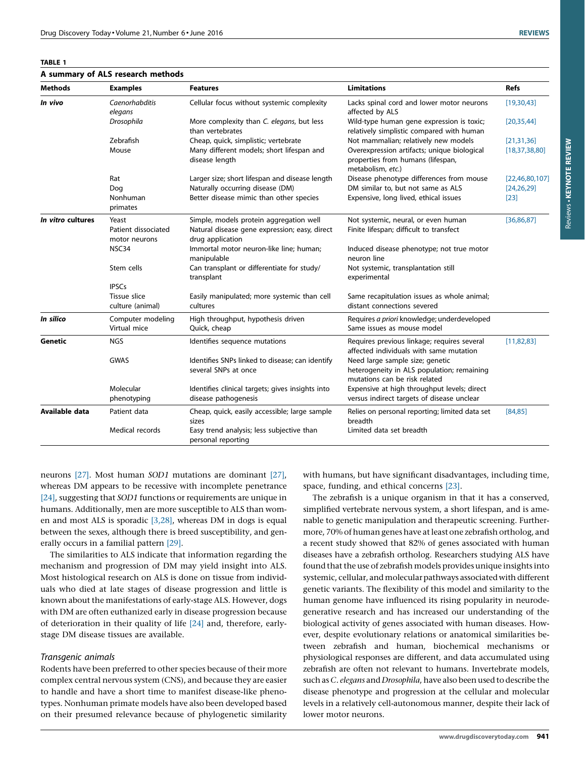**TABLE 1**

**A summary of ALS research methods**

| Methods | Examples | Features | Limitations | Refs |
|---|---|---|---|---|
| ***In vivo*** | *Caenorhabditis elegans* | Cellular focus without systemic complexity | Lacks spinal cord and lower motor neurons affected by ALS | [19,30,43] |
| | *Drosophila* | More complexity than *C. elegans*, but less than vertebrates | Wild-type human gene expression is toxic; relatively simplistic compared with human | [20,35,44] |
| | Zebrafish | Cheap, quick, simplistic; vertebrate | Not mammalian; relatively new models | [21,31,36] |
| | Mouse | Many different models; short lifespan and disease length | Overexpression artifacts; unique biological properties from humans (lifespan, metabolism, *etc.*) | [18,37,38,80] |
| | Rat | Larger size; short lifespan and disease length | Disease phenotype differences from mouse | [22,46,80,107] |
| | Dog | Naturally occurring disease (DM) | DM similar to, but not same as ALS | [24,26,29] |
| | Nonhuman primates | Better disease mimic than other species | Expensive, long lived, ethical issues | [23] |
| ***In vitro* cultures** | Yeast | Simple, models protein aggregation well | Not systemic, neural, or even human | [36,86,87] |
| | Patient dissociated motor neurons | Natural disease gene expression; easy, direct drug application | Finite lifespan; difficult to transfect | |
| | NSC34 | Immortal motor neuron-like line; human; manipulable | Induced disease phenotype; not true motor neuron line | |
| | Stem cells | Can transplant or differentiate for study/transplant | Not systemic, transplantation still experimental | |
| | IPSCs | | | |
| | Tissue slice culture (animal) | Easily manipulated; more systemic than cell cultures | Same recapitulation issues as whole animal; distant connections severed | |
| ***In silico*** | Computer modeling | High throughput, hypothesis driven | Requires *a priori* knowledge; underdeveloped | |
| | Virtual mice | Quick, cheap | Same issues as mouse model | |
| **Genetic** | NGS | Identifies sequence mutations | Requires previous linkage; requires several affected individuals with same mutation | [11,82,83] |
| | GWAS | Identifies SNPs linked to disease; can identify several SNPs at once | Need large sample size; genetic heterogeneity in ALS population; remaining mutations can be risk related | |
| | Molecular phenotyping | Identifies clinical targets; gives insights into disease pathogenesis | Expensive at high throughput levels; direct versus indirect targets of disease unclear | |
| **Available data** | Patient data | Cheap, quick, easily accessible; large sample sizes | Relies on personal reporting; limited data set breadth | [84,85] |
| | Medical records | Easy trend analysis; less subjective than personal reporting | Limited data set breadth | |

neurons [27]. Most human *SOD1* mutations are dominant [27], whereas DM appears to be recessive with incomplete penetrance [24], suggesting that *SOD1* functions or requirements are unique in humans. Additionally, men are more susceptible to ALS than women and most ALS is sporadic [3,28], whereas DM in dogs is equal between the sexes, although there is breed susceptibility, and generally occurs in a familial pattern [29].

The similarities to ALS indicate that information regarding the mechanism and progression of DM may yield insight into ALS. Most histological research on ALS is done on tissue from individuals who died at late stages of disease progression and little is known about the manifestations of early-stage ALS. However, dogs with DM are often euthanized early in disease progression because of deterioration in their quality of life [24] and, therefore, early-stage DM disease tissues are available.

### *Transgenic animals*

Rodents have been preferred to other species because of their more complex central nervous system (CNS), and because they are easier to handle and have a short time to manifest disease-like phenotypes. Nonhuman primate models have also been developed based on their presumed relevance because of phylogenetic similarity with humans, but have significant disadvantages, including time, space, funding, and ethical concerns [23].

The zebrafish is a unique organism in that it has a conserved, simplified vertebrate nervous system, a short lifespan, and is amenable to genetic manipulation and therapeutic screening. Furthermore, 70% of human genes have at least one zebrafish ortholog, and a recent study showed that 82% of genes associated with human diseases have a zebrafish ortholog. Researchers studying ALS have found that the use of zebrafish models provides unique insights into systemic, cellular, and molecular pathways associated with different genetic variants. The flexibility of this model and similarity to the human genome have influenced its rising popularity in neurodegenerative research and has increased our understanding of the biological activity of genes associated with human diseases. However, despite evolutionary relations or anatomical similarities between zebrafish and human, biochemical mechanisms or physiological responses are different, and data accumulated using zebrafish are often not relevant to humans. Invertebrate models, such as *C. elegans* and *Drosophila*, have also been used to describe the disease phenotype and progression at the cellular and molecular levels in a relatively cell-autonomous manner, despite their lack of lower motor neurons.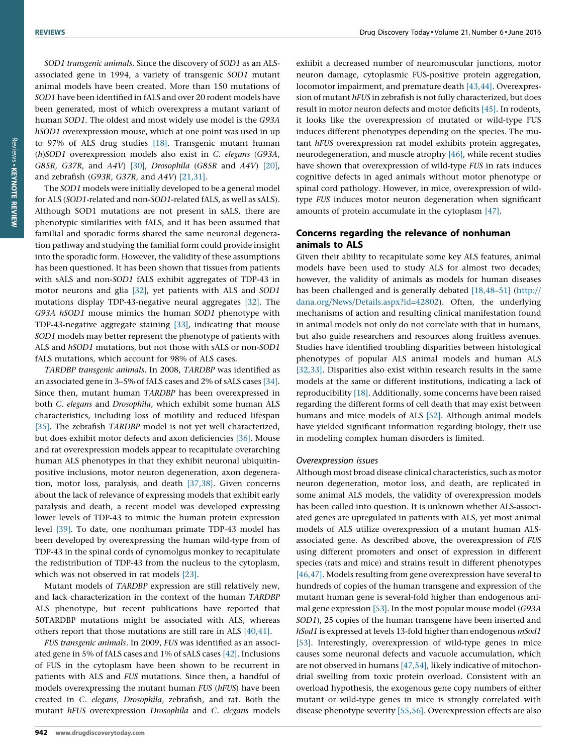*SOD1 transgenic animals*. Since the discovery of *SOD1* as an ALS-associated gene in 1994, a variety of transgenic *SOD1* mutant animal models have been created. More than 150 mutations of *SOD1* have been identified in fALS and over 20 rodent models have been generated, most of which overexpress a mutant variant of human *SOD1*. The oldest and most widely use model is the *G93A hSOD1* overexpression mouse, which at one point was used in up to 97% of ALS drug studies [18]. Transgenic mutant human (*h*)*SOD1* overexpression models also exist in *C. elegans* (*G93A*, *G85R*, *G37R*, and *A4V*) [30], *Drosophila* (*G85R* and *A4V*) [20], and zebrafish (*G93R*, *G37R*, and *A4V*) [21,31].

The *SOD1* models were initially developed to be a general model for ALS (*SOD1*-related and non-*SOD1*-related fALS, as well as sALS). Although SOD1 mutations are not present in sALS, there are phenotypic similarities with fALS, and it has been assumed that familial and sporadic forms shared the same neuronal degeneration pathway and studying the familial form could provide insight into the sporadic form. However, the validity of these assumptions has been questioned. It has been shown that tissues from patients with sALS and non-*SOD1* fALS exhibit aggregates of TDP-43 in motor neurons and glia [32], yet patients with ALS and *SOD1* mutations display TDP-43-negative neural aggregates [32]. The *G93A hSOD1* mouse mimics the human *SOD1* phenotype with TDP-43-negative aggregate staining [33], indicating that mouse *SOD1* models may better represent the phenotype of patients with ALS and *hSOD1* mutations, but not those with sALS or non-*SOD1* fALS mutations, which account for 98% of ALS cases.

*TARDBP transgenic animals*. In 2008, *TARDBP* was identified as an associated gene in 3–5% of fALS cases and 2% of sALS cases [34]. Since then, mutant human *TARDBP* has been overexpressed in both *C. elegans* and *Drosophila*, which exhibit some human ALS characteristics, including loss of motility and reduced lifespan [35]. The zebrafish *TARDBP* model is not yet well characterized, but does exhibit motor defects and axon deficiencies [36]. Mouse and rat overexpression models appear to recapitulate overarching human ALS phenotypes in that they exhibit neuronal ubiquitin-positive inclusions, motor neuron degeneration, axon degeneration, motor loss, paralysis, and death [37,38]. Given concerns about the lack of relevance of expressing models that exhibit early paralysis and death, a recent model was developed expressing lower levels of TDP-43 to mimic the human protein expression level [39]. To date, one nonhuman primate TDP-43 model has been developed by overexpressing the human wild-type from of TDP-43 in the spinal cords of cynomolgus monkey to recapitulate the redistribution of TDP-43 from the nucleus to the cytoplasm, which was not observed in rat models [23].

Mutant models of *TARDBP* expression are still relatively new, and lack characterization in the context of the human *TARDBP* ALS phenotype, but recent publications have reported that 50TARDBP mutations might be associated with ALS, whereas others report that those mutations are still rare in ALS [40,41].

*FUS transgenic animals*. In 2009, *FUS* was identified as an associated gene in 5% of fALS cases and 1% of sALS cases [42]. Inclusions of FUS in the cytoplasm have been shown to be recurrent in patients with ALS and *FUS* mutations. Since then, a handful of models overexpressing the mutant human *FUS* (*hFUS*) have been created in *C. elegans*, *Drosophila*, zebrafish, and rat. Both the mutant *hFUS* overexpression *Drosophila* and *C. elegans* models exhibit a decreased number of neuromuscular junctions, motor neuron damage, cytoplasmic FUS-positive protein aggregation, locomotor impairment, and premature death [43,44]. Overexpression of mutant *hFUS* in zebrafish is not fully characterized, but does result in motor neuron defects and motor deficits [45]. In rodents, it looks like the overexpression of mutated or wild-type FUS induces different phenotypes depending on the species. The mutant *hFUS* overexpression rat model exhibits protein aggregates, neurodegeneration, and muscle atrophy [46], while recent studies have shown that overexpression of wild-type *FUS* in rats induces cognitive defects in aged animals without motor phenotype or spinal cord pathology. However, in mice, overexpression of wild-type *FUS* induces motor neuron degeneration when significant amounts of protein accumulate in the cytoplasm [47].

## Concerns regarding the relevance of nonhuman animals to ALS

Given their ability to recapitulate some key ALS features, animal models have been used to study ALS for almost two decades; however, the validity of animals as models for human diseases has been challenged and is generally debated [18,48–51] (http://dana.org/News/Details.aspx?id=42802). Often, the underlying mechanisms of action and resulting clinical manifestation found in animal models not only do not correlate with that in humans, but also guide researchers and resources along fruitless avenues. Studies have identified troubling disparities between histological phenotypes of popular ALS animal models and human ALS [32,33]. Disparities also exist within research results in the same models at the same or different institutions, indicating a lack of reproducibility [18]. Additionally, some concerns have been raised regarding the different forms of cell death that may exist between humans and mice models of ALS [52]. Although animal models have yielded significant information regarding biology, their use in modeling complex human disorders is limited.

### *Overexpression issues*

Although most broad disease clinical characteristics, such as motor neuron degeneration, motor loss, and death, are replicated in some animal ALS models, the validity of overexpression models has been called into question. It is unknown whether ALS-associated genes are upregulated in patients with ALS, yet most animal models of ALS utilize overexpression of a mutant human ALS-associated gene. As described above, the overexpression of *FUS* using different promoters and onset of expression in different species (rats and mice) and strains result in different phenotypes [46,47]. Models resulting from gene overexpression have several to hundreds of copies of the human transgene and expression of the mutant human gene is several-fold higher than endogenous animal gene expression [53]. In the most popular mouse model (*G93A SOD1*), 25 copies of the human transgene have been inserted and *hSod1* is expressed at levels 13-fold higher than endogenous *mSod1* [53]. Interestingly, overexpression of wild-type genes in mice causes some neuronal defects and vacuole accumulation, which are not observed in humans [47,54], likely indicative of mitochondrial swelling from toxic protein overload. Consistent with an overload hypothesis, the exogenous gene copy numbers of either mutant or wild-type genes in mice is strongly correlated with disease phenotype severity [55,56]. Overexpression effects are also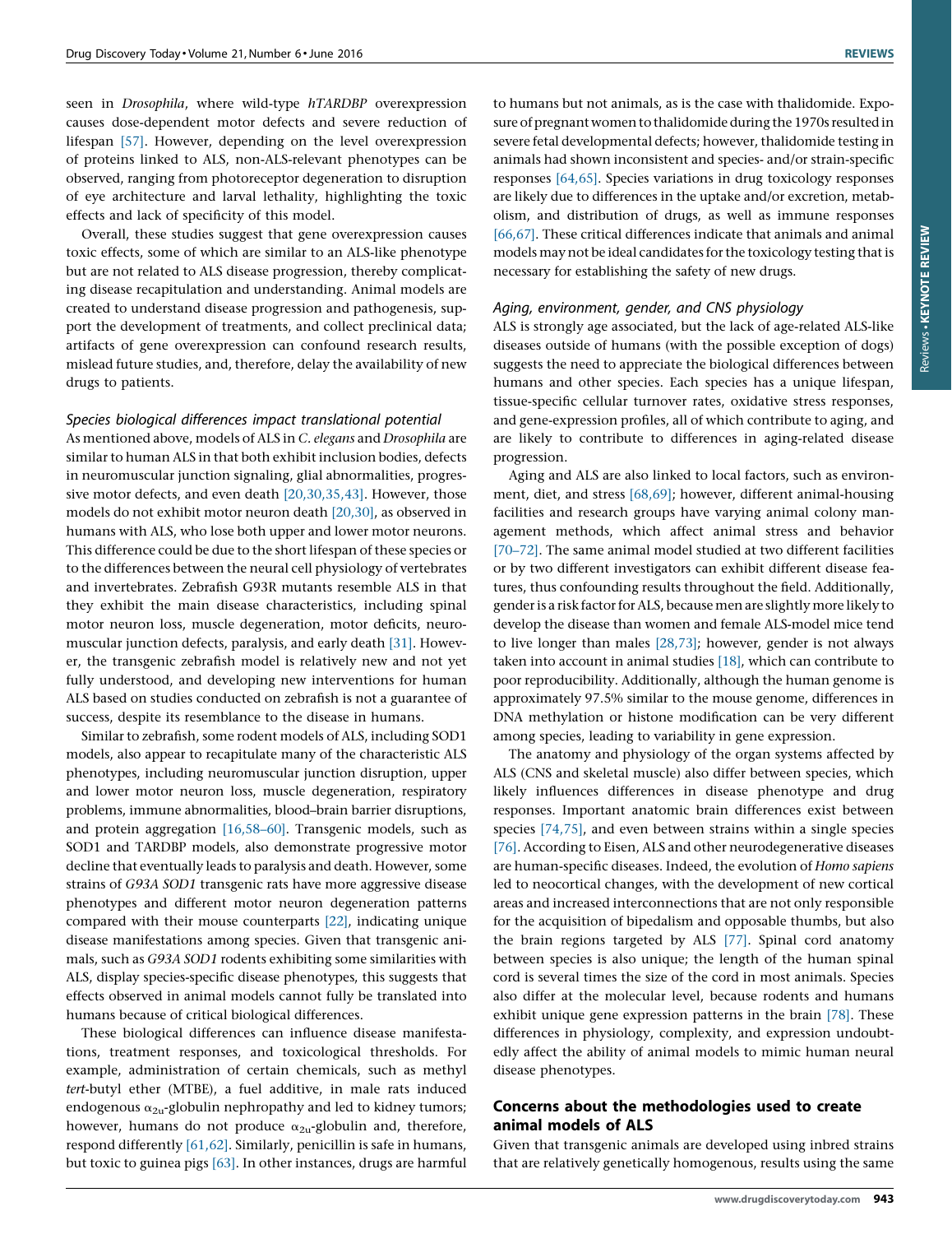seen in *Drosophila*, where wild-type *hTARDBP* overexpression causes dose-dependent motor defects and severe reduction of lifespan [57]. However, depending on the level overexpression of proteins linked to ALS, non-ALS-relevant phenotypes can be observed, ranging from photoreceptor degeneration to disruption of eye architecture and larval lethality, highlighting the toxic effects and lack of specificity of this model.

Overall, these studies suggest that gene overexpression causes toxic effects, some of which are similar to an ALS-like phenotype but are not related to ALS disease progression, thereby complicating disease recapitulation and understanding. Animal models are created to understand disease progression and pathogenesis, support the development of treatments, and collect preclinical data; artifacts of gene overexpression can confound research results, mislead future studies, and, therefore, delay the availability of new drugs to patients.

### *Species biological differences impact translational potential*

As mentioned above, models of ALS in *C. elegans* and *Drosophila* are similar to human ALS in that both exhibit inclusion bodies, defects in neuromuscular junction signaling, glial abnormalities, progressive motor defects, and even death [20,30,35,43]. However, those models do not exhibit motor neuron death [20,30], as observed in humans with ALS, who lose both upper and lower motor neurons. This difference could be due to the short lifespan of these species or to the differences between the neural cell physiology of vertebrates and invertebrates. Zebrafish G93R mutants resemble ALS in that they exhibit the main disease characteristics, including spinal motor neuron loss, muscle degeneration, motor deficits, neuromuscular junction defects, paralysis, and early death [31]. However, the transgenic zebrafish model is relatively new and not yet fully understood, and developing new interventions for human ALS based on studies conducted on zebrafish is not a guarantee of success, despite its resemblance to the disease in humans.

Similar to zebrafish, some rodent models of ALS, including SOD1 models, also appear to recapitulate many of the characteristic ALS phenotypes, including neuromuscular junction disruption, upper and lower motor neuron loss, muscle degeneration, respiratory problems, immune abnormalities, blood–brain barrier disruptions, and protein aggregation [16,58–60]. Transgenic models, such as SOD1 and TARDBP models, also demonstrate progressive motor decline that eventually leads to paralysis and death. However, some strains of *G93A SOD1* transgenic rats have more aggressive disease phenotypes and different motor neuron degeneration patterns compared with their mouse counterparts [22], indicating unique disease manifestations among species. Given that transgenic animals, such as *G93A SOD1* rodents exhibiting some similarities with ALS, display species-specific disease phenotypes, this suggests that effects observed in animal models cannot fully be translated into humans because of critical biological differences.

These biological differences can influence disease manifestations, treatment responses, and toxicological thresholds. For example, administration of certain chemicals, such as methyl *tert*-butyl ether (MTBE), a fuel additive, in male rats induced endogenous $\alpha_{2u}$-globulin nephropathy and led to kidney tumors; however, humans do not produce $\alpha_{2u}$-globulin and, therefore, respond differently [61,62]. Similarly, penicillin is safe in humans, but toxic to guinea pigs [63]. In other instances, drugs are harmful to humans but not animals, as is the case with thalidomide. Exposure of pregnant women to thalidomide during the 1970s resulted in severe fetal developmental defects; however, thalidomide testing in animals had shown inconsistent and species- and/or strain-specific responses [64,65]. Species variations in drug toxicology responses are likely due to differences in the uptake and/or excretion, metabolism, and distribution of drugs, as well as immune responses [66,67]. These critical differences indicate that animals and animal models may not be ideal candidates for the toxicology testing that is necessary for establishing the safety of new drugs.

### *Aging, environment, gender, and CNS physiology*

ALS is strongly age associated, but the lack of age-related ALS-like diseases outside of humans (with the possible exception of dogs) suggests the need to appreciate the biological differences between humans and other species. Each species has a unique lifespan, tissue-specific cellular turnover rates, oxidative stress responses, and gene-expression profiles, all of which contribute to aging, and are likely to contribute to differences in aging-related disease progression.

Aging and ALS are also linked to local factors, such as environment, diet, and stress [68,69]; however, different animal-housing facilities and research groups have varying animal colony management methods, which affect animal stress and behavior [70–72]. The same animal model studied at two different facilities or by two different investigators can exhibit different disease features, thus confounding results throughout the field. Additionally, gender is a risk factor for ALS, because men are slightly more likely to develop the disease than women and female ALS-model mice tend to live longer than males [28,73]; however, gender is not always taken into account in animal studies [18], which can contribute to poor reproducibility. Additionally, although the human genome is approximately 97.5% similar to the mouse genome, differences in DNA methylation or histone modification can be very different among species, leading to variability in gene expression.

The anatomy and physiology of the organ systems affected by ALS (CNS and skeletal muscle) also differ between species, which likely influences differences in disease phenotype and drug responses. Important anatomic brain differences exist between species [74,75], and even between strains within a single species [76]. According to Eisen, ALS and other neurodegenerative diseases are human-specific diseases. Indeed, the evolution of *Homo sapiens* led to neocortical changes, with the development of new cortical areas and increased interconnections that are not only responsible for the acquisition of bipedalism and opposable thumbs, but also the brain regions targeted by ALS [77]. Spinal cord anatomy between species is also unique; the length of the human spinal cord is several times the size of the cord in most animals. Species also differ at the molecular level, because rodents and humans exhibit unique gene expression patterns in the brain [78]. These differences in physiology, complexity, and expression undoubtedly affect the ability of animal models to mimic human neural disease phenotypes.

## Concerns about the methodologies used to create animal models of ALS

Given that transgenic animals are developed using inbred strains that are relatively genetically homogenous, results using the same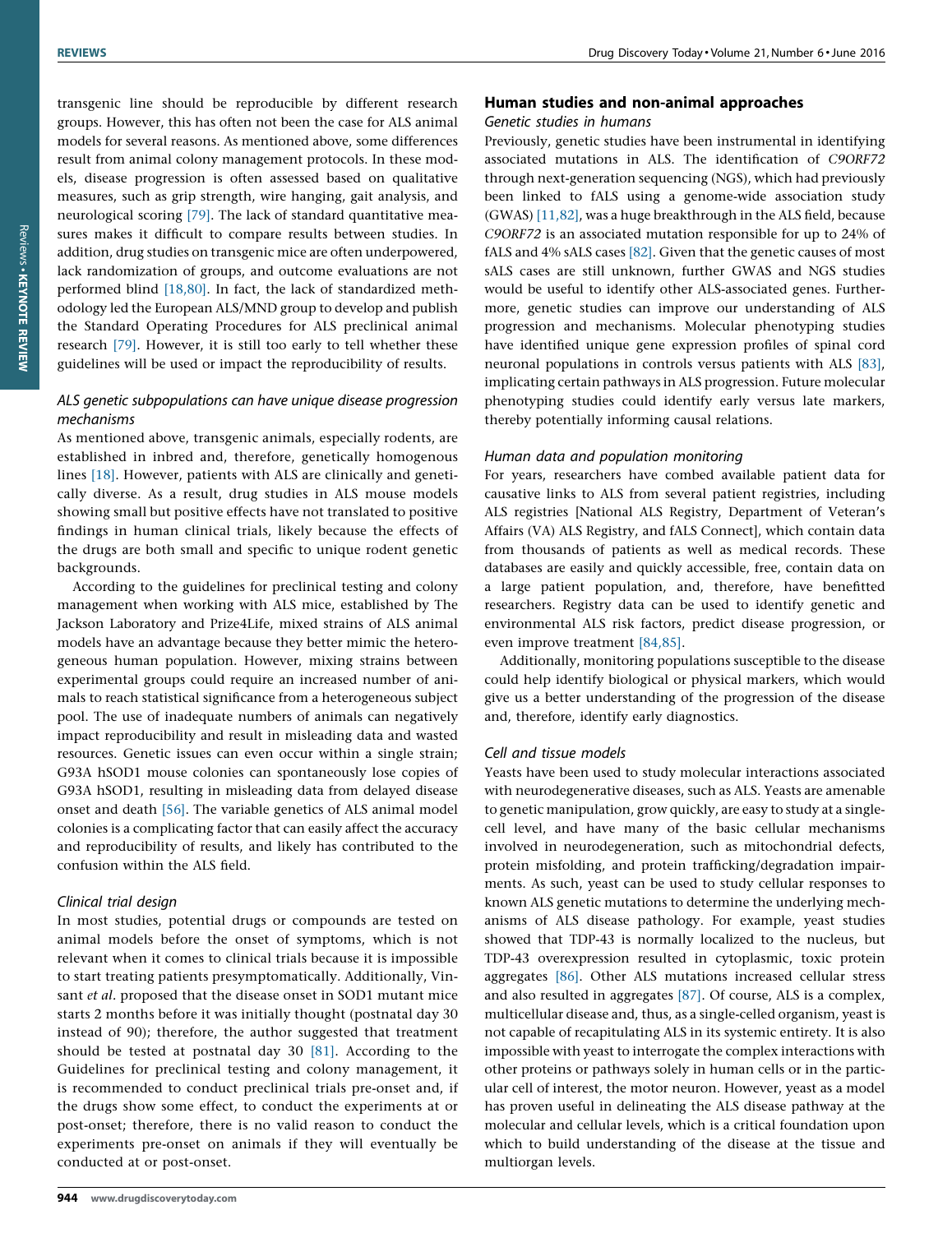transgenic line should be reproducible by different research groups. However, this has often not been the case for ALS animal models for several reasons. As mentioned above, some differences result from animal colony management protocols. In these models, disease progression is often assessed based on qualitative measures, such as grip strength, wire hanging, gait analysis, and neurological scoring [79]. The lack of standard quantitative measures makes it difficult to compare results between studies. In addition, drug studies on transgenic mice are often underpowered, lack randomization of groups, and outcome evaluations are not performed blind [18,80]. In fact, the lack of standardized methodology led the European ALS/MND group to develop and publish the Standard Operating Procedures for ALS preclinical animal research [79]. However, it is still too early to tell whether these guidelines will be used or impact the reproducibility of results.

### *ALS genetic subpopulations can have unique disease progression mechanisms*

As mentioned above, transgenic animals, especially rodents, are established in inbred and, therefore, genetically homogenous lines [18]. However, patients with ALS are clinically and genetically diverse. As a result, drug studies in ALS mouse models showing small but positive effects have not translated to positive findings in human clinical trials, likely because the effects of the drugs are both small and specific to unique rodent genetic backgrounds.

According to the guidelines for preclinical testing and colony management when working with ALS mice, established by The Jackson Laboratory and Prize4Life, mixed strains of ALS animal models have an advantage because they better mimic the heterogeneous human population. However, mixing strains between experimental groups could require an increased number of animals to reach statistical significance from a heterogeneous subject pool. The use of inadequate numbers of animals can negatively impact reproducibility and result in misleading data and wasted resources. Genetic issues can even occur within a single strain; G93A hSOD1 mouse colonies can spontaneously lose copies of G93A hSOD1, resulting in misleading data from delayed disease onset and death [56]. The variable genetics of ALS animal model colonies is a complicating factor that can easily affect the accuracy and reproducibility of results, and likely has contributed to the confusion within the ALS field.

### *Clinical trial design*

In most studies, potential drugs or compounds are tested on animal models before the onset of symptoms, which is not relevant when it comes to clinical trials because it is impossible to start treating patients presymptomatically. Additionally, Vinsant *et al*. proposed that the disease onset in SOD1 mutant mice starts 2 months before it was initially thought (postnatal day 30 instead of 90); therefore, the author suggested that treatment should be tested at postnatal day 30 [81]. According to the Guidelines for preclinical testing and colony management, it is recommended to conduct preclinical trials pre-onset and, if the drugs show some effect, to conduct the experiments at or post-onset; therefore, there is no valid reason to conduct the experiments pre-onset on animals if they will eventually be conducted at or post-onset.

## Human studies and non-animal approaches

### *Genetic studies in humans*

Previously, genetic studies have been instrumental in identifying associated mutations in ALS. The identification of *C9ORF72* through next-generation sequencing (NGS), which had previously been linked to fALS using a genome-wide association study (GWAS) [11,82], was a huge breakthrough in the ALS field, because *C9ORF72* is an associated mutation responsible for up to 24% of fALS and 4% sALS cases [82]. Given that the genetic causes of most sALS cases are still unknown, further GWAS and NGS studies would be useful to identify other ALS-associated genes. Furthermore, genetic studies can improve our understanding of ALS progression and mechanisms. Molecular phenotyping studies have identified unique gene expression profiles of spinal cord neuronal populations in controls versus patients with ALS [83], implicating certain pathways in ALS progression. Future molecular phenotyping studies could identify early versus late markers, thereby potentially informing causal relations.

### *Human data and population monitoring*

For years, researchers have combed available patient data for causative links to ALS from several patient registries, including ALS registries [National ALS Registry, Department of Veteran's Affairs (VA) ALS Registry, and fALS Connect], which contain data from thousands of patients as well as medical records. These databases are easily and quickly accessible, free, contain data on a large patient population, and, therefore, have benefitted researchers. Registry data can be used to identify genetic and environmental ALS risk factors, predict disease progression, or even improve treatment [84,85].

Additionally, monitoring populations susceptible to the disease could help identify biological or physical markers, which would give us a better understanding of the progression of the disease and, therefore, identify early diagnostics.

### *Cell and tissue models*

Yeasts have been used to study molecular interactions associated with neurodegenerative diseases, such as ALS. Yeasts are amenable to genetic manipulation, grow quickly, are easy to study at a single-cell level, and have many of the basic cellular mechanisms involved in neurodegeneration, such as mitochondrial defects, protein misfolding, and protein trafficking/degradation impairments. As such, yeast can be used to study cellular responses to known ALS genetic mutations to determine the underlying mechanisms of ALS disease pathology. For example, yeast studies showed that TDP-43 is normally localized to the nucleus, but TDP-43 overexpression resulted in cytoplasmic, toxic protein aggregates [86]. Other ALS mutations increased cellular stress and also resulted in aggregates [87]. Of course, ALS is a complex, multicellular disease and, thus, as a single-celled organism, yeast is not capable of recapitulating ALS in its systemic entirety. It is also impossible with yeast to interrogate the complex interactions with other proteins or pathways solely in human cells or in the particular cell of interest, the motor neuron. However, yeast as a model has proven useful in delineating the ALS disease pathway at the molecular and cellular levels, which is a critical foundation upon which to build understanding of the disease at the tissue and multiorgan levels.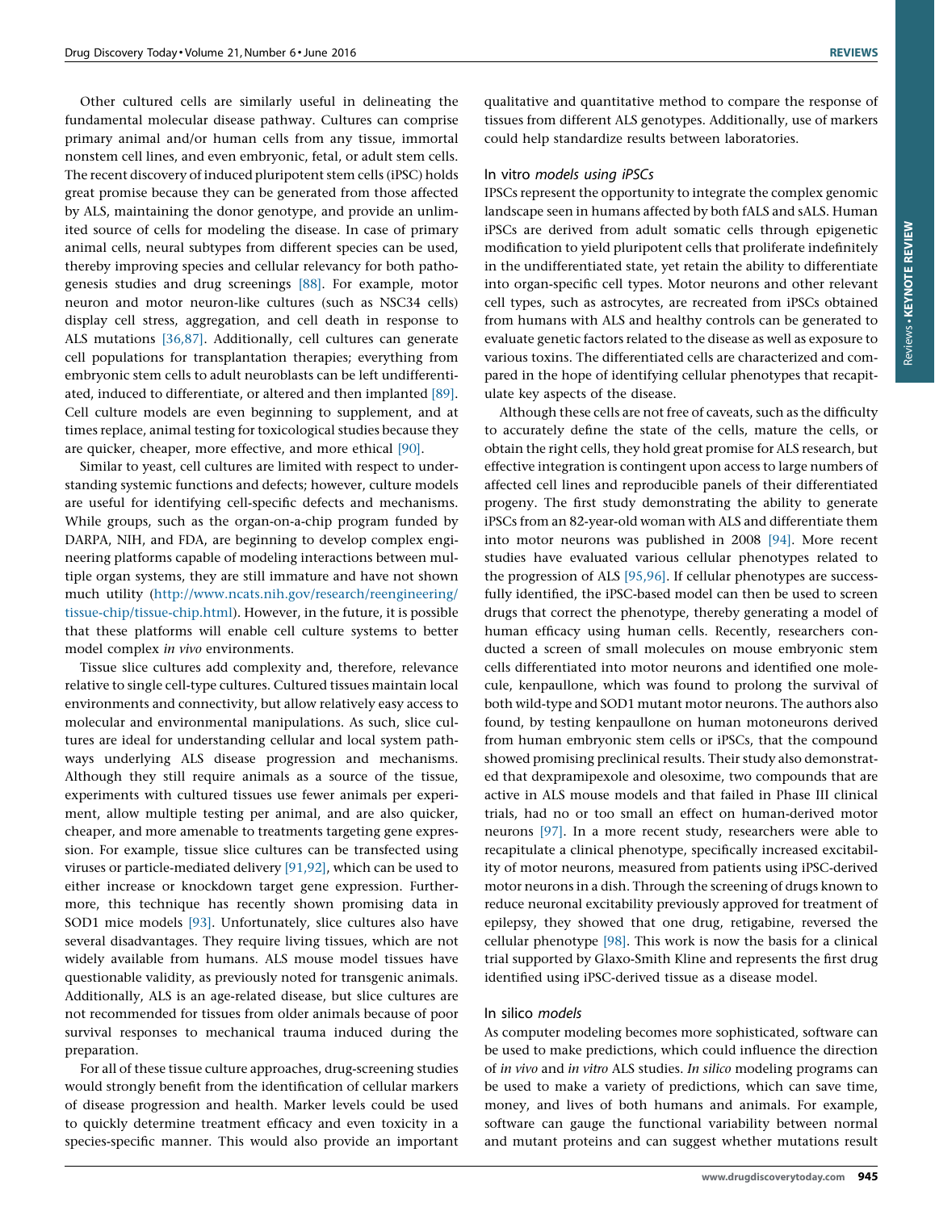Other cultured cells are similarly useful in delineating the fundamental molecular disease pathway. Cultures can comprise primary animal and/or human cells from any tissue, immortal nonstem cell lines, and even embryonic, fetal, or adult stem cells. The recent discovery of induced pluripotent stem cells (iPSC) holds great promise because they can be generated from those affected by ALS, maintaining the donor genotype, and provide an unlimited source of cells for modeling the disease. In case of primary animal cells, neural subtypes from different species can be used, thereby improving species and cellular relevancy for both pathogenesis studies and drug screenings [88]. For example, motor neuron and motor neuron-like cultures (such as NSC34 cells) display cell stress, aggregation, and cell death in response to ALS mutations [36,87]. Additionally, cell cultures can generate cell populations for transplantation therapies; everything from embryonic stem cells to adult neuroblasts can be left undifferentiated, induced to differentiate, or altered and then implanted [89]. Cell culture models are even beginning to supplement, and at times replace, animal testing for toxicological studies because they are quicker, cheaper, more effective, and more ethical [90].

Similar to yeast, cell cultures are limited with respect to understanding systemic functions and defects; however, culture models are useful for identifying cell-specific defects and mechanisms. While groups, such as the organ-on-a-chip program funded by DARPA, NIH, and FDA, are beginning to develop complex engineering platforms capable of modeling interactions between multiple organ systems, they are still immature and have not shown much utility (http://www.ncats.nih.gov/research/reengineering/tissue-chip/tissue-chip.html). However, in the future, it is possible that these platforms will enable cell culture systems to better model complex *in vivo* environments.

Tissue slice cultures add complexity and, therefore, relevance relative to single cell-type cultures. Cultured tissues maintain local environments and connectivity, but allow relatively easy access to molecular and environmental manipulations. As such, slice cultures are ideal for understanding cellular and local system pathways underlying ALS disease progression and mechanisms. Although they still require animals as a source of the tissue, experiments with cultured tissues use fewer animals per experiment, allow multiple testing per animal, and are also quicker, cheaper, and more amenable to treatments targeting gene expression. For example, tissue slice cultures can be transfected using viruses or particle-mediated delivery [91,92], which can be used to either increase or knockdown target gene expression. Furthermore, this technique has recently shown promising data in SOD1 mice models [93]. Unfortunately, slice cultures also have several disadvantages. They require living tissues, which are not widely available from humans. ALS mouse model tissues have questionable validity, as previously noted for transgenic animals. Additionally, ALS is an age-related disease, but slice cultures are not recommended for tissues from older animals because of poor survival responses to mechanical trauma induced during the preparation.

For all of these tissue culture approaches, drug-screening studies would strongly benefit from the identification of cellular markers of disease progression and health. Marker levels could be used to quickly determine treatment efficacy and even toxicity in a species-specific manner. This would also provide an important qualitative and quantitative method to compare the response of tissues from different ALS genotypes. Additionally, use of markers could help standardize results between laboratories.

### In vitro *models using iPSCs*

IPSCs represent the opportunity to integrate the complex genomic landscape seen in humans affected by both fALS and sALS. Human iPSCs are derived from adult somatic cells through epigenetic modification to yield pluripotent cells that proliferate indefinitely in the undifferentiated state, yet retain the ability to differentiate into organ-specific cell types. Motor neurons and other relevant cell types, such as astrocytes, are recreated from iPSCs obtained from humans with ALS and healthy controls can be generated to evaluate genetic factors related to the disease as well as exposure to various toxins. The differentiated cells are characterized and compared in the hope of identifying cellular phenotypes that recapitulate key aspects of the disease.

Although these cells are not free of caveats, such as the difficulty to accurately define the state of the cells, mature the cells, or obtain the right cells, they hold great promise for ALS research, but effective integration is contingent upon access to large numbers of affected cell lines and reproducible panels of their differentiated progeny. The first study demonstrating the ability to generate iPSCs from an 82-year-old woman with ALS and differentiate them into motor neurons was published in 2008 [94]. More recent studies have evaluated various cellular phenotypes related to the progression of ALS [95,96]. If cellular phenotypes are successfully identified, the iPSC-based model can then be used to screen drugs that correct the phenotype, thereby generating a model of human efficacy using human cells. Recently, researchers conducted a screen of small molecules on mouse embryonic stem cells differentiated into motor neurons and identified one molecule, kenpaullone, which was found to prolong the survival of both wild-type and SOD1 mutant motor neurons. The authors also found, by testing kenpaullone on human motoneurons derived from human embryonic stem cells or iPSCs, that the compound showed promising preclinical results. Their study also demonstrated that dexpramipexole and olesoxime, two compounds that are active in ALS mouse models and that failed in Phase III clinical trials, had no or too small an effect on human-derived motor neurons [97]. In a more recent study, researchers were able to recapitulate a clinical phenotype, specifically increased excitability of motor neurons, measured from patients using iPSC-derived motor neurons in a dish. Through the screening of drugs known to reduce neuronal excitability previously approved for treatment of epilepsy, they showed that one drug, retigabine, reversed the cellular phenotype [98]. This work is now the basis for a clinical trial supported by Glaxo-Smith Kline and represents the first drug identified using iPSC-derived tissue as a disease model.

### In silico *models*

As computer modeling becomes more sophisticated, software can be used to make predictions, which could influence the direction of *in vivo* and *in vitro* ALS studies. *In silico* modeling programs can be used to make a variety of predictions, which can save time, money, and lives of both humans and animals. For example, software can gauge the functional variability between normal and mutant proteins and can suggest whether mutations result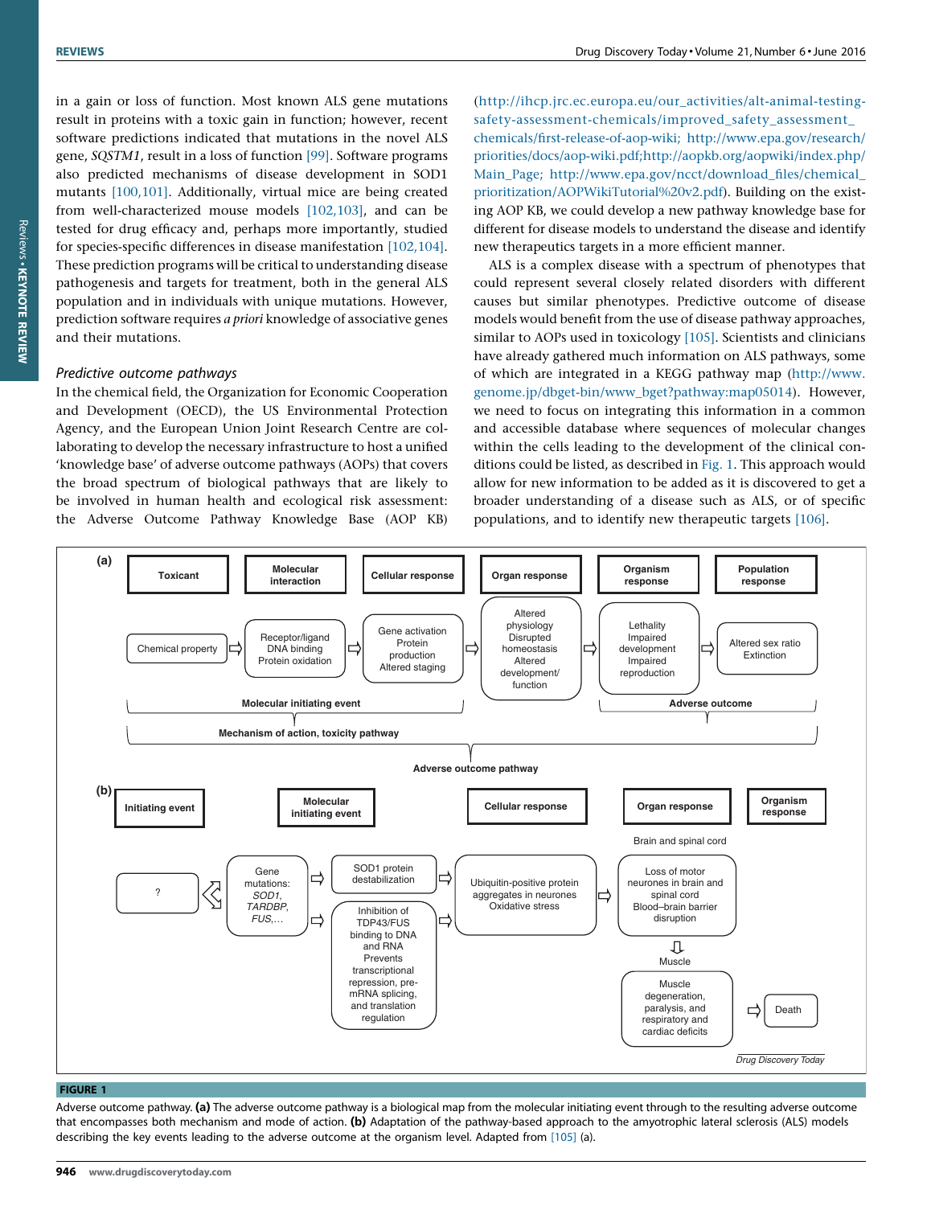in a gain or loss of function. Most known ALS gene mutations result in proteins with a toxic gain in function; however, recent software predictions indicated that mutations in the novel ALS gene, *SQSTM1*, result in a loss of function [99]. Software programs also predicted mechanisms of disease development in SOD1 mutants [100,101]. Additionally, virtual mice are being created from well-characterized mouse models [102,103], and can be tested for drug efficacy and, perhaps more importantly, studied for species-specific differences in disease manifestation [102,104]. These prediction programs will be critical to understanding disease pathogenesis and targets for treatment, both in the general ALS population and in individuals with unique mutations. However, prediction software requires *a priori* knowledge of associative genes and their mutations.

### *Predictive outcome pathways*

In the chemical field, the Organization for Economic Cooperation and Development (OECD), the US Environmental Protection Agency, and the European Union Joint Research Centre are collaborating to develop the necessary infrastructure to host a unified 'knowledge base' of adverse outcome pathways (AOPs) that covers the broad spectrum of biological pathways that are likely to be involved in human health and ecological risk assessment: the Adverse Outcome Pathway Knowledge Base (AOP KB) (http://ihcp.jrc.ec.europa.eu/our_activities/alt-animal-testing-safety-assessment-chemicals/improved_safety_assessment_chemicals/first-release-of-aop-wiki; http://www.epa.gov/research/priorities/docs/aop-wiki.pdf;http://aopkb.org/aopwiki/index.php/Main_Page; http://www.epa.gov/ncct/download_files/chemical_prioritization/AOPWikiTutorial%20v2.pdf). Building on the existing AOP KB, we could develop a new pathway knowledge base for different for disease models to understand the disease and identify new therapeutics targets in a more efficient manner.

ALS is a complex disease with a spectrum of phenotypes that could represent several closely related disorders with different causes but similar phenotypes. Predictive outcome of disease models would benefit from the use of disease pathway approaches, similar to AOPs used in toxicology [105]. Scientists and clinicians have already gathered much information on ALS pathways, some of which are integrated in a KEGG pathway map (http://www.genome.jp/dbget-bin/www_bget?pathway:map05014). However, we need to focus on integrating this information in a common and accessible database where sequences of molecular changes within the cells leading to the development of the clinical conditions could be listed, as described in Fig. 1. This approach would allow for new information to be added as it is discovered to get a broader understanding of a disease such as ALS, or of specific populations, and to identify new therapeutic targets [106].

**(a)**

| Toxicant | Molecular interaction | Cellular response | Organ response | Organism response | Population response |
|---|---|---|---|---|---|
| Chemical property ⇨ | Receptor/ligand, DNA binding, Protein oxidation ⇨ | Gene activation, Protein production, Altered staging ⇨ | Altered physiology, Disrupted homeostasis, Altered development/function ⇨ | Lethality, Impaired development, Impaired reproduction ⇨ | Altered sex ratio, Extinction |

Molecular initiating event (Toxicant – Cellular response); Adverse outcome (Organism response – Population response)

Mechanism of action, toxicity pathway

Adverse outcome pathway

**(b)**

| Initiating event | | Molecular initiating event | Cellular response | Organ response | Organism response |
|---|---|---|---|---|---|
| ? ⇦ | Gene mutations: *SOD1*, *TARDBP*, *FUS*,… ⇨ | SOD1 protein destabilization; Inhibition of TDP43/FUS binding to DNA and RNA, Prevents transcriptional repression, pre-mRNA splicing, and translation regulation ⇨ | Ubiquitin-positive protein aggregates in neurones, Oxidative stress ⇨ | Brain and spinal cord: Loss of motor neurones in brain and spinal cord, Blood–brain barrier disruption ⇩ Muscle: Muscle degeneration, paralysis, and respiratory and cardiac deficits ⇨ | Death |

**FIGURE 1**

Adverse outcome pathway. **(a)** The adverse outcome pathway is a biological map from the molecular initiating event through to the resulting adverse outcome that encompasses both mechanism and mode of action. **(b)** Adaptation of the pathway-based approach to the amyotrophic lateral sclerosis (ALS) models describing the key events leading to the adverse outcome at the organism level. Adapted from [105] (a).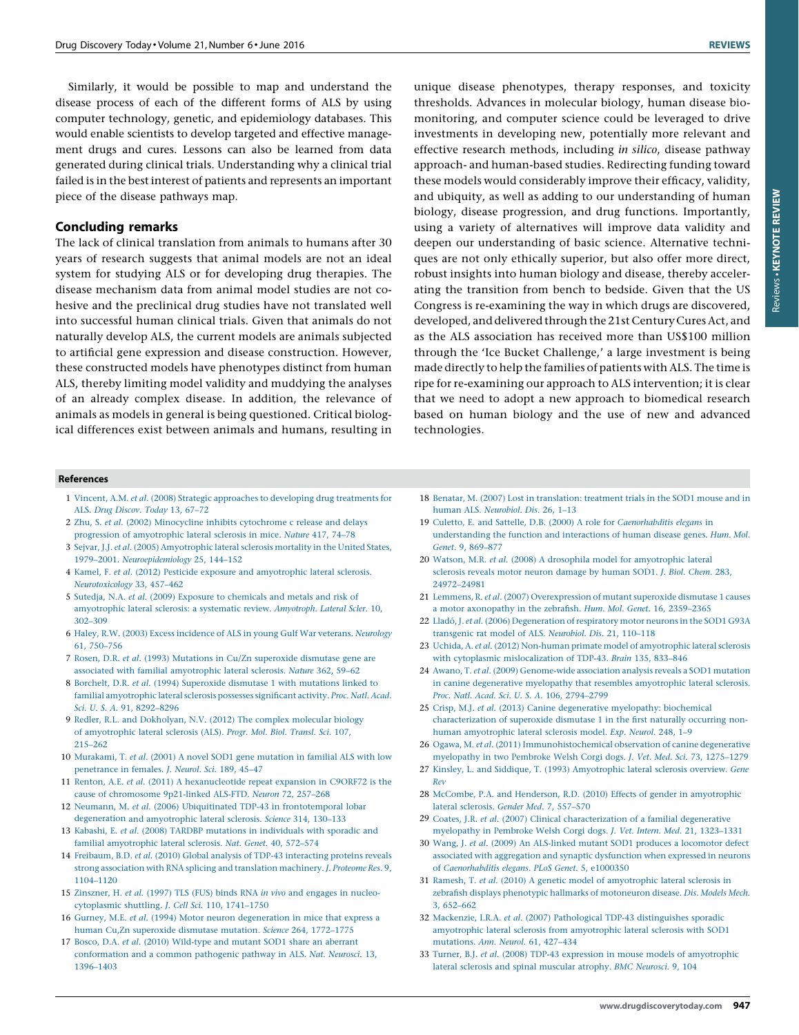Similarly, it would be possible to map and understand the disease process of each of the different forms of ALS by using computer technology, genetic, and epidemiology databases. This would enable scientists to develop targeted and effective management drugs and cures. Lessons can also be learned from data generated during clinical trials. Understanding why a clinical trial failed is in the best interest of patients and represents an important piece of the disease pathways map.

## Concluding remarks

The lack of clinical translation from animals to humans after 30 years of research suggests that animal models are not an ideal system for studying ALS or for developing drug therapies. The disease mechanism data from animal model studies are not cohesive and the preclinical drug studies have not translated well into successful human clinical trials. Given that animals do not naturally develop ALS, the current models are animals subjected to artificial gene expression and disease construction. However, these constructed models have phenotypes distinct from human ALS, thereby limiting model validity and muddying the analyses of an already complex disease. In addition, the relevance of animals as models in general is being questioned. Critical biological differences exist between animals and humans, resulting in unique disease phenotypes, therapy responses, and toxicity thresholds. Advances in molecular biology, human disease biomonitoring, and computer science could be leveraged to drive investments in developing new, potentially more relevant and effective research methods, including *in silico*, disease pathway approach- and human-based studies. Redirecting funding toward these models would considerably improve their efficacy, validity, and ubiquity, as well as adding to our understanding of human biology, disease progression, and drug functions. Importantly, using a variety of alternatives will improve data validity and deepen our understanding of basic science. Alternative techniques are not only ethically superior, but also offer more direct, robust insights into human biology and disease, thereby accelerating the transition from bench to bedside. Given that the US Congress is re-examining the way in which drugs are discovered, developed, and delivered through the 21st Century Cures Act, and as the ALS association has received more than US$100 million through the 'Ice Bucket Challenge,' a large investment is being made directly to help the families of patients with ALS. The time is ripe for re-examining our approach to ALS intervention; it is clear that we need to adopt a new approach to biomedical research based on human biology and the use of new and advanced technologies.

## References

1 Vincent, A.M. *et al.* (2008) Strategic approaches to developing drug treatments for ALS. *Drug Discov. Today* 13, 67–72

2 Zhu, S. *et al.* (2002) Minocycline inhibits cytochrome c release and delays progression of amyotrophic lateral sclerosis in mice. *Nature* 417, 74–78

3 Sejvar, J.J. *et al.* (2005) Amyotrophic lateral sclerosis mortality in the United States, 1979–2001. *Neuroepidemiology* 25, 144–152

4 Kamel, F. *et al.* (2012) Pesticide exposure and amyotrophic lateral sclerosis. *Neurotoxicology* 33, 457–462

5 Sutedja, N.A. *et al.* (2009) Exposure to chemicals and metals and risk of amyotrophic lateral sclerosis: a systematic review. *Amyotroph. Lateral Scler.* 10, 302–309

6 Haley, R.W. (2003) Excess incidence of ALS in young Gulf War veterans. *Neurology* 61, 750–756

7 Rosen, D.R. *et al.* (1993) Mutations in Cu/Zn superoxide dismutase gene are associated with familial amyotrophic lateral sclerosis. *Nature* 362, 59–62

8 Borchelt, D.R. *et al.* (1994) Superoxide dismutase 1 with mutations linked to familial amyotrophic lateral sclerosis possesses significant activity. *Proc. Natl. Acad. Sci. U. S. A.* 91, 8292–8296

9 Redler, R.L. and Dokholyan, N.V. (2012) The complex molecular biology of amyotrophic lateral sclerosis (ALS). *Progr. Mol. Biol. Transl. Sci.* 107, 215–262

10 Murakami, T. *et al.* (2001) A novel SOD1 gene mutation in familial ALS with low penetrance in females. *J. Neurol. Sci.* 189, 45–47

11 Renton, A.E. *et al.* (2011) A hexanucleotide repeat expansion in C9ORF72 is the cause of chromosome 9p21-linked ALS-FTD. *Neuron* 72, 257–268

12 Neumann, M. *et al.* (2006) Ubiquitinated TDP-43 in frontotemporal lobar degeneration and amyotrophic lateral sclerosis. *Science* 314, 130–133

13 Kabashi, E. *et al.* (2008) TARDBP mutations in individuals with sporadic and familial amyotrophic lateral sclerosis. *Nat. Genet.* 40, 572–574

14 Freibaum, B.D. *et al.* (2010) Global analysis of TDP-43 interacting proteins reveals strong association with RNA splicing and translation machinery. *J. Proteome Res.* 9, 1104–1120

15 Zinszner, H. *et al.* (1997) TLS (FUS) binds RNA *in vivo* and engages in nucleo-cytoplasmic shuttling. *J. Cell Sci.* 110, 1741–1750

16 Gurney, M.E. *et al.* (1994) Motor neuron degeneration in mice that express a human Cu,Zn superoxide dismutase mutation. *Science* 264, 1772–1775

17 Bosco, D.A. *et al.* (2010) Wild-type and mutant SOD1 share an aberrant conformation and a common pathogenic pathway in ALS. *Nat. Neurosci.* 13, 1396–1403

18 Benatar, M. (2007) Lost in translation: treatment trials in the SOD1 mouse and in human ALS. *Neurobiol. Dis.* 26, 1–13

19 Culetto, E. and Sattelle, D.B. (2000) A role for *Caenorhabditis elegans* in understanding the function and interactions of human disease genes. *Hum. Mol. Genet.* 9, 869–877

20 Watson, M.R. *et al.* (2008) A drosophila model for amyotrophic lateral sclerosis reveals motor neuron damage by human SOD1. *J. Biol. Chem.* 283, 24972–24981

21 Lemmens, R. *et al.* (2007) Overexpression of mutant superoxide dismutase 1 causes a motor axonopathy in the zebrafish. *Hum. Mol. Genet.* 16, 2359–2365

22 Lladó, J. *et al.* (2006) Degeneration of respiratory motor neurons in the SOD1 G93A transgenic rat model of ALS. *Neurobiol. Dis.* 21, 110–118

23 Uchida, A. *et al.* (2012) Non-human primate model of amyotrophic lateral sclerosis with cytoplasmic mislocalization of TDP-43. *Brain* 135, 833–846

24 Awano, T. *et al.* (2009) Genome-wide association analysis reveals a SOD1 mutation in canine degenerative myelopathy that resembles amyotrophic lateral sclerosis. *Proc. Natl. Acad. Sci. U. S. A.* 106, 2794–2799

25 Crisp, M.J. *et al.* (2013) Canine degenerative myelopathy: biochemical characterization of superoxide dismutase 1 in the first naturally occurring non-human amyotrophic lateral sclerosis model. *Exp. Neurol.* 248, 1–9

26 Ogawa, M. *et al.* (2011) Immunohistochemical observation of canine degenerative myelopathy in two Pembroke Welsh Corgi dogs. *J. Vet. Med. Sci.* 73, 1275–1279

27 Kinsley, L. and Siddique, T. (1993) Amyotrophic lateral sclerosis overview. *Gene Rev*

28 McCombe, P.A. and Henderson, R.D. (2010) Effects of gender in amyotrophic lateral sclerosis. *Gender Med.* 7, 557–570

29 Coates, J.R. *et al.* (2007) Clinical characterization of a familial degenerative myelopathy in Pembroke Welsh Corgi dogs. *J. Vet. Intern. Med.* 21, 1323–1331

30 Wang, J. *et al.* (2009) An ALS-linked mutant SOD1 produces a locomotor defect associated with aggregation and synaptic dysfunction when expressed in neurons of *Caenorhabditis elegans*. *PLoS Genet.* 5, e1000350

31 Ramesh, T. *et al.* (2010) A genetic model of amyotrophic lateral sclerosis in zebrafish displays phenotypic hallmarks of motoneuron disease. *Dis. Models Mech.* 3, 652–662

32 Mackenzie, I.R.A. *et al.* (2007) Pathological TDP-43 distinguishes sporadic amyotrophic lateral sclerosis from amyotrophic lateral sclerosis with SOD1 mutations. *Ann. Neurol.* 61, 427–434

33 Turner, B.J. *et al.* (2008) TDP-43 expression in mouse models of amyotrophic lateral sclerosis and spinal muscular atrophy. *BMC Neurosci.* 9, 104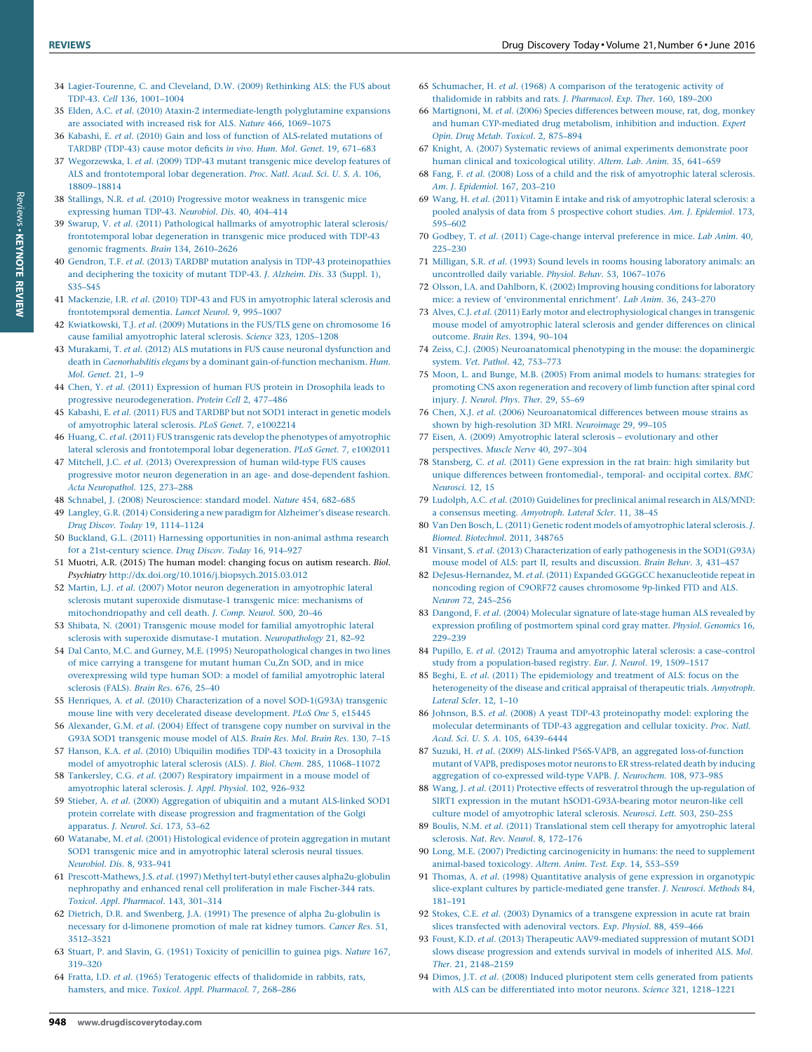34 Lagier-Tourenne, C. and Cleveland, D.W. (2009) Rethinking ALS: the FUS about TDP-43. *Cell* 136, 1001–1004

35 Elden, A.C. *et al.* (2010) Ataxin-2 intermediate-length polyglutamine expansions are associated with increased risk for ALS. *Nature* 466, 1069–1075

36 Kabashi, E. *et al.* (2010) Gain and loss of function of ALS-related mutations of TARDBP (TDP-43) cause motor deficits *in vivo*. *Hum. Mol. Genet.* 19, 671–683

37 Wegorzewska, I. *et al.* (2009) TDP-43 mutant transgenic mice develop features of ALS and frontotemporal lobar degeneration. *Proc. Natl. Acad. Sci. U. S. A.* 106, 18809–18814

38 Stallings, N.R. *et al.* (2010) Progressive motor weakness in transgenic mice expressing human TDP-43. *Neurobiol. Dis.* 40, 404–414

39 Swarup, V. *et al.* (2011) Pathological hallmarks of amyotrophic lateral sclerosis/frontotemporal lobar degeneration in transgenic mice produced with TDP-43 genomic fragments. *Brain* 134, 2610–2626

40 Gendron, T.F. *et al.* (2013) TARDBP mutation analysis in TDP-43 proteinopathies and deciphering the toxicity of mutant TDP-43. *J. Alzheim. Dis.* 33 (Suppl. 1), S35–S45

41 Mackenzie, I.R. *et al.* (2010) TDP-43 and FUS in amyotrophic lateral sclerosis and frontotemporal dementia. *Lancet Neurol.* 9, 995–1007

42 Kwiatkowski, T.J. *et al.* (2009) Mutations in the FUS/TLS gene on chromosome 16 cause familial amyotrophic lateral sclerosis. *Science* 323, 1205–1208

43 Murakami, T. *et al.* (2012) ALS mutations in FUS cause neuronal dysfunction and death in *Caenorhabditis elegans* by a dominant gain-of-function mechanism. *Hum. Mol. Genet.* 21, 1–9

44 Chen, Y. *et al.* (2011) Expression of human FUS protein in Drosophila leads to progressive neurodegeneration. *Protein Cell* 2, 477–486

45 Kabashi, E. *et al.* (2011) FUS and TARDBP but not SOD1 interact in genetic models of amyotrophic lateral sclerosis. *PLoS Genet.* 7, e1002214

46 Huang, C. *et al.* (2011) FUS transgenic rats develop the phenotypes of amyotrophic lateral sclerosis and frontotemporal lobar degeneration. *PLoS Genet.* 7, e1002011

47 Mitchell, J.C. *et al.* (2013) Overexpression of human wild-type FUS causes progressive motor neuron degeneration in an age- and dose-dependent fashion. *Acta Neuropathol.* 125, 273–288

48 Schnabel, J. (2008) Neuroscience: standard model. *Nature* 454, 682–685

49 Langley, G.R. (2014) Considering a new paradigm for Alzheimer's disease research. *Drug Discov. Today* 19, 1114–1124

50 Buckland, G.L. (2011) Harnessing opportunities in non-animal asthma research for a 21st-century science. *Drug Discov. Today* 16, 914–927

51 Muotri, A.R. (2015) The human model: changing focus on autism research. *Biol. Psychiatry* http://dx.doi.org/10.1016/j.biopsych.2015.03.012

52 Martin, L.J. *et al.* (2007) Motor neuron degeneration in amyotrophic lateral sclerosis mutant superoxide dismutase-1 transgenic mice: mechanisms of mitochondriopathy and cell death. *J. Comp. Neurol.* 500, 20–46

53 Shibata, N. (2001) Transgenic mouse model for familial amyotrophic lateral sclerosis with superoxide dismutase-1 mutation. *Neuropathology* 21, 82–92

54 Dal Canto, M.C. and Gurney, M.E. (1995) Neuropathological changes in two lines of mice carrying a transgene for mutant human Cu,Zn SOD, and in mice overexpressing wild type human SOD: a model of familial amyotrophic lateral sclerosis (FALS). *Brain Res.* 676, 25–40

55 Henriques, A. *et al.* (2010) Characterization of a novel SOD-1(G93A) transgenic mouse line with very decelerated disease development. *PLoS One* 5, e15445

56 Alexander, G.M. *et al.* (2004) Effect of transgene copy number on survival in the G93A SOD1 transgenic mouse model of ALS. *Brain Res. Mol. Brain Res.* 130, 7–15

57 Hanson, K.A. *et al.* (2010) Ubiquilin modifies TDP-43 toxicity in a Drosophila model of amyotrophic lateral sclerosis (ALS). *J. Biol. Chem.* 285, 11068–11072

58 Tankersley, C.G. *et al.* (2007) Respiratory impairment in a mouse model of amyotrophic lateral sclerosis. *J. Appl. Physiol.* 102, 926–932

59 Stieber, A. *et al.* (2000) Aggregation of ubiquitin and a mutant ALS-linked SOD1 protein correlate with disease progression and fragmentation of the Golgi apparatus. *J. Neurol. Sci.* 173, 53–62

60 Watanabe, M. *et al.* (2001) Histological evidence of protein aggregation in mutant SOD1 transgenic mice and in amyotrophic lateral sclerosis neural tissues. *Neurobiol. Dis.* 8, 933–941

61 Prescott-Mathews, J.S. *et al.* (1997) Methyl tert-butyl ether causes alpha2u-globulin nephropathy and enhanced renal cell proliferation in male Fischer-344 rats. *Toxicol. Appl. Pharmacol.* 143, 301–314

62 Dietrich, D.R. and Swenberg, J.A. (1991) The presence of alpha 2u-globulin is necessary for d-limonene promotion of male rat kidney tumors. *Cancer Res.* 51, 3512–3521

63 Stuart, P. and Slavin, G. (1951) Toxicity of penicillin to guinea pigs. *Nature* 167, 319–320

64 Fratta, I.D. *et al.* (1965) Teratogenic effects of thalidomide in rabbits, rats, hamsters, and mice. *Toxicol. Appl. Pharmacol.* 7, 268–286

65 Schumacher, H. *et al.* (1968) A comparison of the teratogenic activity of thalidomide in rabbits and rats. *J. Pharmacol. Exp. Ther.* 160, 189–200

66 Martignoni, M. *et al.* (2006) Species differences between mouse, rat, dog, monkey and human CYP-mediated drug metabolism, inhibition and induction. *Expert Opin. Drug Metab. Toxicol.* 2, 875–894

67 Knight, A. (2007) Systematic reviews of animal experiments demonstrate poor human clinical and toxicological utility. *Altern. Lab. Anim.* 35, 641–659

68 Fang, F. *et al.* (2008) Loss of a child and the risk of amyotrophic lateral sclerosis. *Am. J. Epidemiol.* 167, 203–210

69 Wang, H. *et al.* (2011) Vitamin E intake and risk of amyotrophic lateral sclerosis: a pooled analysis of data from 5 prospective cohort studies. *Am. J. Epidemiol.* 173, 595–602

70 Godbey, T. *et al.* (2011) Cage-change interval preference in mice. *Lab Anim.* 40, 225–230

71 Milligan, S.R. *et al.* (1993) Sound levels in rooms housing laboratory animals: an uncontrolled daily variable. *Physiol. Behav.* 53, 1067–1076

72 Olsson, I.A. and Dahlborn, K. (2002) Improving housing conditions for laboratory mice: a review of 'environmental enrichment'. *Lab Anim.* 36, 243–270

73 Alves, C.J. *et al.* (2011) Early motor and electrophysiological changes in transgenic mouse model of amyotrophic lateral sclerosis and gender differences on clinical outcome. *Brain Res.* 1394, 90–104

74 Zeiss, C.J. (2005) Neuroanatomical phenotyping in the mouse: the dopaminergic system. *Vet. Pathol.* 42, 753–773

75 Moon, L. and Bunge, M.B. (2005) From animal models to humans: strategies for promoting CNS axon regeneration and recovery of limb function after spinal cord injury. *J. Neurol. Phys. Ther.* 29, 55–69

76 Chen, X.J. *et al.* (2006) Neuroanatomical differences between mouse strains as shown by high-resolution 3D MRI. *Neuroimage* 29, 99–105

77 Eisen, A. (2009) Amyotrophic lateral sclerosis – evolutionary and other perspectives. *Muscle Nerve* 40, 297–304

78 Stansberg, C. *et al.* (2011) Gene expression in the rat brain: high similarity but unique differences between frontomedial-, temporal- and occipital cortex. *BMC Neurosci.* 12, 15

79 Ludolph, A.C. *et al.* (2010) Guidelines for preclinical animal research in ALS/MND: a consensus meeting. *Amyotroph. Lateral Scler.* 11, 38–45

80 Van Den Bosch, L. (2011) Genetic rodent models of amyotrophic lateral sclerosis. *J. Biomed. Biotechnol.* 2011, 348765

81 Vinsant, S. *et al.* (2013) Characterization of early pathogenesis in the SOD1(G93A) mouse model of ALS: part II, results and discussion. *Brain Behav.* 3, 431–457

82 DeJesus-Hernandez, M. *et al.* (2011) Expanded GGGGCC hexanucleotide repeat in noncoding region of C9ORF72 causes chromosome 9p-linked FTD and ALS. *Neuron* 72, 245–256

83 Dangond, F. *et al.* (2004) Molecular signature of late-stage human ALS revealed by expression profiling of postmortem spinal cord gray matter. *Physiol. Genomics* 16, 229–239

84 Pupillo, E. *et al.* (2012) Trauma and amyotrophic lateral sclerosis: a case–control study from a population-based registry. *Eur. J. Neurol.* 19, 1509–1517

85 Beghi, E. *et al.* (2011) The epidemiology and treatment of ALS: focus on the heterogeneity of the disease and critical appraisal of therapeutic trials. *Amyotroph. Lateral Scler.* 12, 1–10

86 Johnson, B.S. *et al.* (2008) A yeast TDP-43 proteinopathy model: exploring the molecular determinants of TDP-43 aggregation and cellular toxicity. *Proc. Natl. Acad. Sci. U. S. A.* 105, 6439–6444

87 Suzuki, H. *et al.* (2009) ALS-linked P56S-VAPB, an aggregated loss-of-function mutant of VAPB, predisposes motor neurons to ER stress-related death by inducing aggregation of co-expressed wild-type VAPB. *J. Neurochem.* 108, 973–985

88 Wang, J. *et al.* (2011) Protective effects of resveratrol through the up-regulation of SIRT1 expression in the mutant hSOD1-G93A-bearing motor neuron-like cell culture model of amyotrophic lateral sclerosis. *Neurosci. Lett.* 503, 250–255

89 Boulis, N.M. *et al.* (2011) Translational stem cell therapy for amyotrophic lateral sclerosis. *Nat. Rev. Neurol.* 8, 172–176

90 Long, M.E. (2007) Predicting carcinogenicity in humans: the need to supplement animal-based toxicology. *Altern. Anim. Test. Exp.* 14, 553–559

91 Thomas, A. *et al.* (1998) Quantitative analysis of gene expression in organotypic slice-explant cultures by particle-mediated gene transfer. *J. Neurosci. Methods* 84, 181–191

92 Stokes, C.E. *et al.* (2003) Dynamics of a transgene expression in acute rat brain slices transfected with adenoviral vectors. *Exp. Physiol.* 88, 459–466

93 Foust, K.D. *et al.* (2013) Therapeutic AAV9-mediated suppression of mutant SOD1 slows disease progression and extends survival in models of inherited ALS. *Mol. Ther.* 21, 2148–2159

94 Dimos, J.T. *et al.* (2008) Induced pluripotent stem cells generated from patients with ALS can be differentiated into motor neurons. *Science* 321, 1218–1221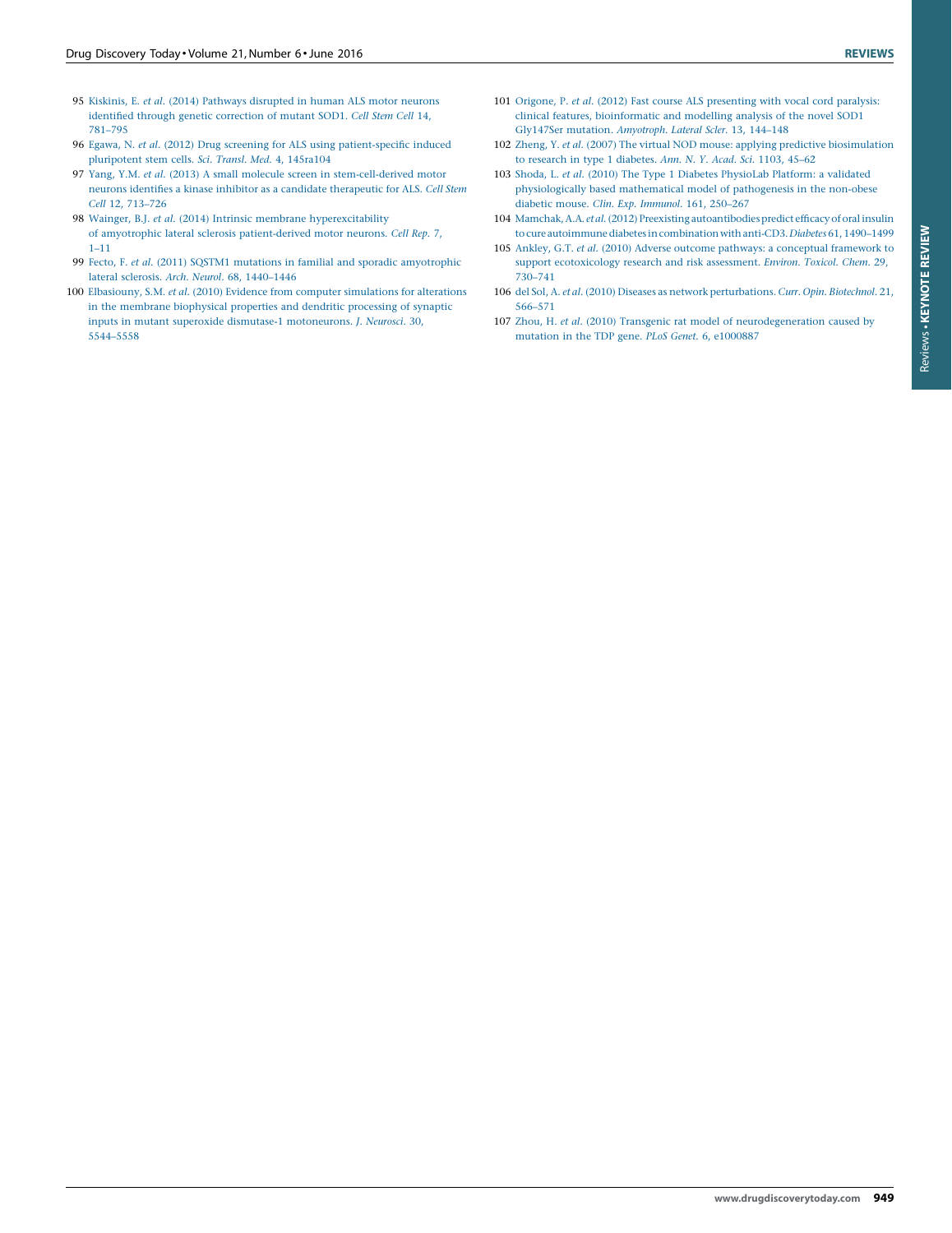95 Kiskinis, E. *et al.* (2014) Pathways disrupted in human ALS motor neurons identified through genetic correction of mutant SOD1. *Cell Stem Cell* 14, 781–795

96 Egawa, N. *et al.* (2012) Drug screening for ALS using patient-specific induced pluripotent stem cells. *Sci. Transl. Med.* 4, 145ra104

97 Yang, Y.M. *et al.* (2013) A small molecule screen in stem-cell-derived motor neurons identifies a kinase inhibitor as a candidate therapeutic for ALS. *Cell Stem Cell* 12, 713–726

98 Wainger, B.J. *et al.* (2014) Intrinsic membrane hyperexcitability of amyotrophic lateral sclerosis patient-derived motor neurons. *Cell Rep.* 7, 1–11

99 Fecto, F. *et al.* (2011) SQSTM1 mutations in familial and sporadic amyotrophic lateral sclerosis. *Arch. Neurol.* 68, 1440–1446

100 Elbasiouny, S.M. *et al.* (2010) Evidence from computer simulations for alterations in the membrane biophysical properties and dendritic processing of synaptic inputs in mutant superoxide dismutase-1 motoneurons. *J. Neurosci.* 30, 5544–5558

101 Origone, P. *et al.* (2012) Fast course ALS presenting with vocal cord paralysis: clinical features, bioinformatic and modelling analysis of the novel SOD1 Gly147Ser mutation. *Amyotroph. Lateral Scler.* 13, 144–148

102 Zheng, Y. *et al.* (2007) The virtual NOD mouse: applying predictive biosimulation to research in type 1 diabetes. *Ann. N. Y. Acad. Sci.* 1103, 45–62

103 Shoda, L. *et al.* (2010) The Type 1 Diabetes PhysioLab Platform: a validated physiologically based mathematical model of pathogenesis in the non-obese diabetic mouse. *Clin. Exp. Immunol.* 161, 250–267

104 Mamchak, A.A. *et al.* (2012) Preexisting autoantibodies predict efficacy of oral insulin to cure autoimmune diabetes in combination with anti-CD3. *Diabetes* 61, 1490–1499

105 Ankley, G.T. *et al.* (2010) Adverse outcome pathways: a conceptual framework to support ecotoxicology research and risk assessment. *Environ. Toxicol. Chem.* 29, 730–741

106 del Sol, A. *et al.* (2010) Diseases as network perturbations. *Curr. Opin. Biotechnol.* 21, 566–571

107 Zhou, H. *et al.* (2010) Transgenic rat model of neurodegeneration caused by mutation in the TDP gene. *PLoS Genet.* 6, e1000887